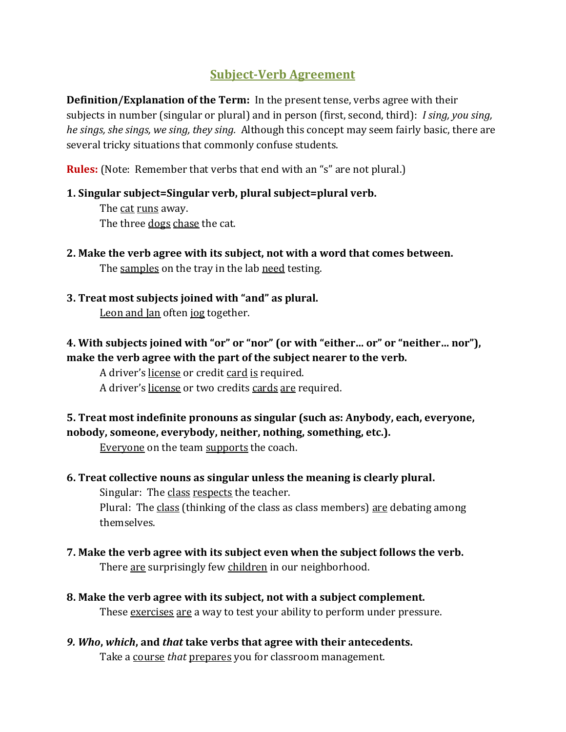# Subject-Verb Agreement

**Definition/Explanation of the Term:** In the present tense, verbs agree with their subjects in number (singular or plural) and in person (first, second, third): *I sing, you sing, he sings, she sings, we sing, they sing.* Although this concept may seem fairly basic, there are several tricky situations that commonly confuse students.

**Rules:** (Note: Remember that verbs that end with an "s" are not plural.)

**1. Singular subject=Singular verb, plural subject=plural verb.**

The <u>cat</u> <u>runs</u> away.
The three <u>dogs</u> <u>chase</u> the cat.

**2. Make the verb agree with its subject, not with a word that comes between.**

The <u>samples</u> on the tray in the lab <u>need</u> testing.

**3. Treat most subjects joined with "and" as plural.**

<u>Leon and Jan</u> often <u>jog</u> together.

**4. With subjects joined with "or" or "nor" (or with "either… or" or "neither… nor"), make the verb agree with the part of the subject nearer to the verb.**

A driver's <u>license</u> or credit <u>card</u> <u>is</u> required.
A driver's <u>license</u> or two credits <u>cards</u> <u>are</u> required.

**5. Treat most indefinite pronouns as singular (such as: Anybody, each, everyone, nobody, someone, everybody, neither, nothing, something, etc.).**

<u>Everyone</u> on the team <u>supports</u> the coach.

**6. Treat collective nouns as singular unless the meaning is clearly plural.**

Singular: The <u>class</u> <u>respects</u> the teacher.
Plural: The <u>class</u> (thinking of the class as class members) <u>are</u> debating among themselves.

**7. Make the verb agree with its subject even when the subject follows the verb.**

There <u>are</u> surprisingly few <u>children</u> in our neighborhood.

**8. Make the verb agree with its subject, not with a subject complement.**

These <u>exercises</u> <u>are</u> a way to test your ability to perform under pressure.

***9. Who*, *which*, and *that* take verbs that agree with their antecedents.**

Take a <u>course</u> *that* <u>prepares</u> you for classroom management.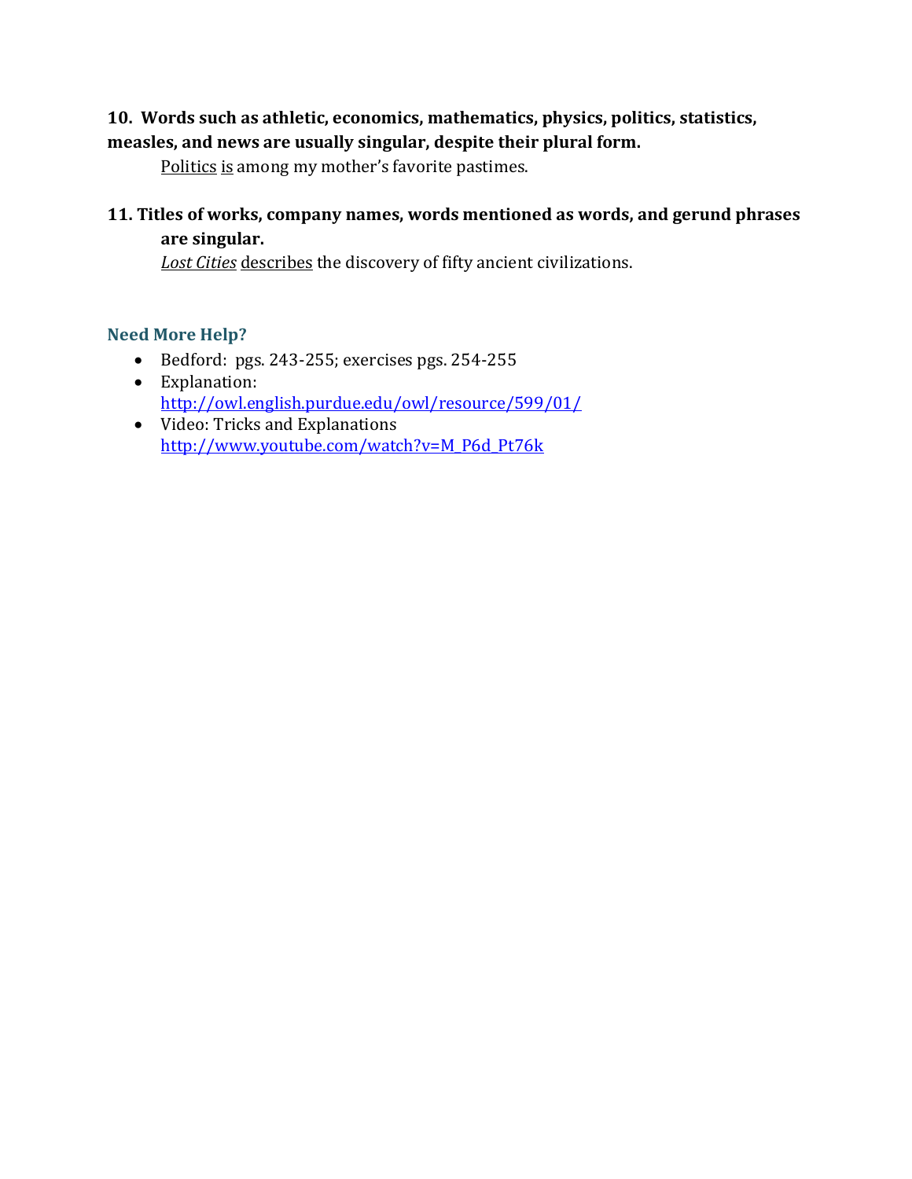**10. Words such as athletic, economics, mathematics, physics, politics, statistics, measles, and news are usually singular, despite their plural form.**

Politics is among my mother's favorite pastimes.

**11. Titles of works, company names, words mentioned as words, and gerund phrases are singular.**

*Lost Cities* describes the discovery of fifty ancient civilizations.

### Need More Help?

- Bedford: pgs. 243-255; exercises pgs. 254-255
- Explanation: http://owl.english.purdue.edu/owl/resource/599/01/
- Video: Tricks and Explanations http://www.youtube.com/watch?v=M_P6d_Pt76k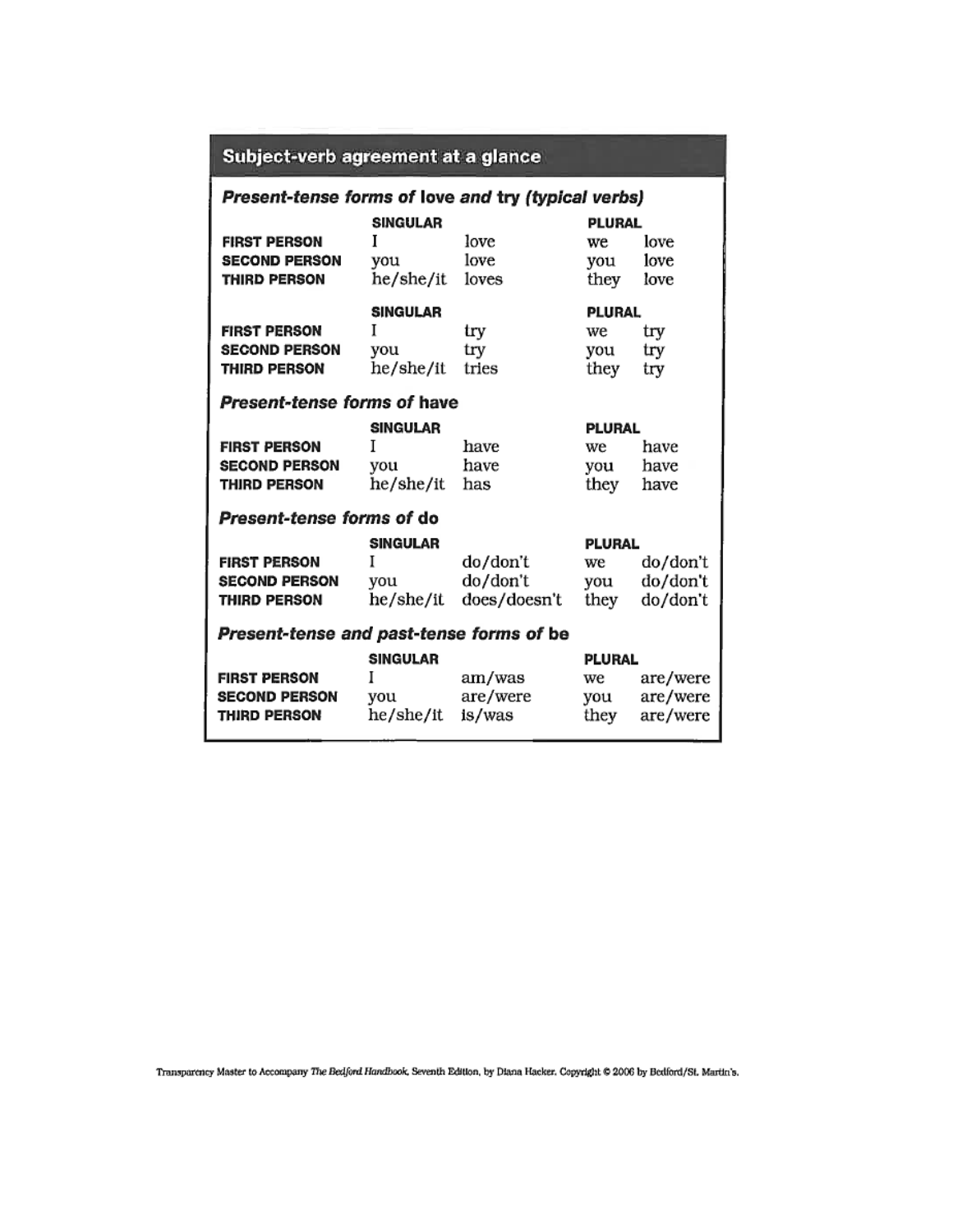## Subject-verb agreement at a glance

### *Present-tense forms of* love *and* try *(typical verbs)*

| | SINGULAR | | PLURAL | |
|---|---|---|---|---|
| **FIRST PERSON** | I | love | we | love |
| **SECOND PERSON** | you | love | you | love |
| **THIRD PERSON** | he/she/it | loves | they | love |

| | SINGULAR | | PLURAL | |
|---|---|---|---|---|
| **FIRST PERSON** | I | try | we | try |
| **SECOND PERSON** | you | try | you | try |
| **THIRD PERSON** | he/she/it | tries | they | try |

### *Present-tense forms of* have

| | SINGULAR | | PLURAL | |
|---|---|---|---|---|
| **FIRST PERSON** | I | have | we | have |
| **SECOND PERSON** | you | have | you | have |
| **THIRD PERSON** | he/she/it | has | they | have |

### *Present-tense forms of* do

| | SINGULAR | | PLURAL | |
|---|---|---|---|---|
| **FIRST PERSON** | I | do/don't | we | do/don't |
| **SECOND PERSON** | you | do/don't | you | do/don't |
| **THIRD PERSON** | he/she/it | does/doesn't | they | do/don't |

### *Present-tense and past-tense forms of* be

| | SINGULAR | | PLURAL | |
|---|---|---|---|---|
| **FIRST PERSON** | I | am/was | we | are/were |
| **SECOND PERSON** | you | are/were | you | are/were |
| **THIRD PERSON** | he/she/it | is/was | they | are/were |

Transparency Master to Accompany *The Bedford Handbook*, Seventh Edition, by Diana Hacker. Copyright © 2006 by Bedford/St. Martin's.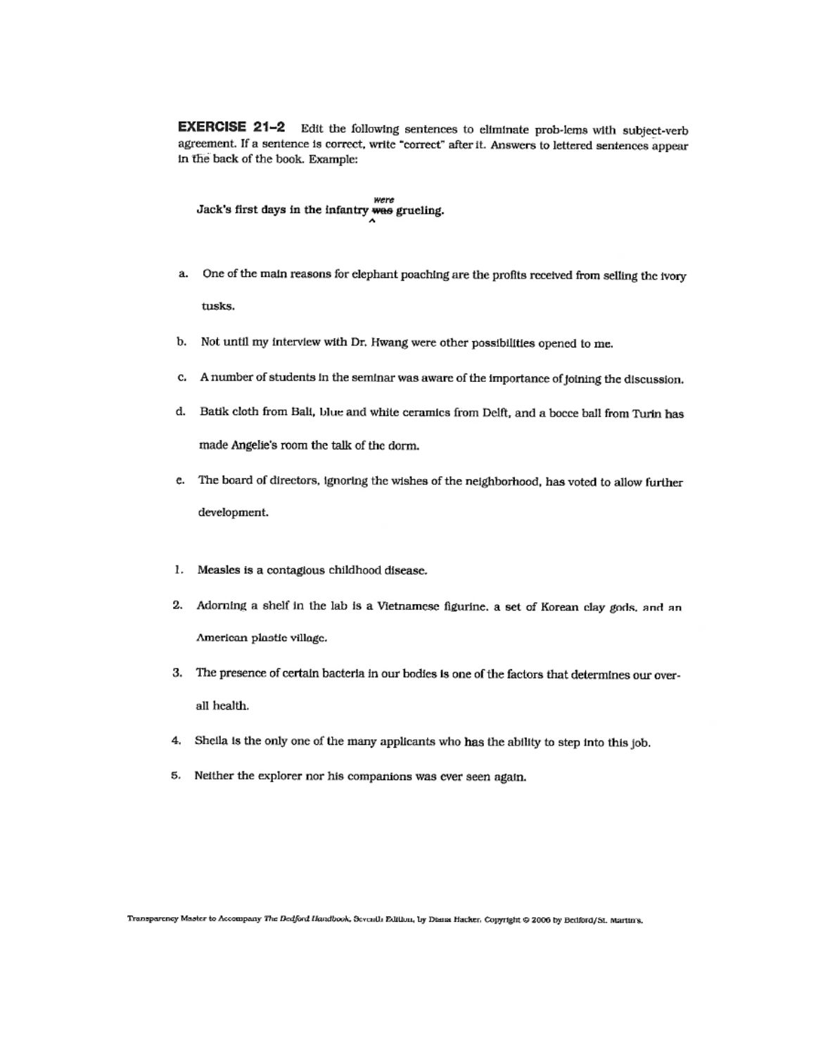**EXERCISE 21–2** Edit the following sentences to eliminate prob-lems with subject-verb agreement. If a sentence is correct, write "correct" after it. Answers to lettered sentences appear in the back of the book. Example:

Jack's first days in the infantry ~~was~~ *were* grueling.

a. One of the main reasons for elephant poaching are the profits received from selling the ivory tusks.

b. Not until my interview with Dr. Hwang were other possibilities opened to me.

c. A number of students in the seminar was aware of the importance of joining the discussion.

d. Batik cloth from Bali, blue and white ceramics from Delft, and a bocce ball from Turin has made Angelie's room the talk of the dorm.

e. The board of directors, ignoring the wishes of the neighborhood, has voted to allow further development.

1. Measles is a contagious childhood disease.

2. Adorning a shelf in the lab is a Vietnamese figurine, a set of Korean clay gods, and an American plastic village.

3. The presence of certain bacteria in our bodies is one of the factors that determines our over-all health.

4. Sheila is the only one of the many applicants who has the ability to step into this job.

5. Neither the explorer nor his companions was ever seen again.

Transparency Master to Accompany *The Bedford Handbook*, Seventh Edition, by Diana Hacker. Copyright © 2006 by Bedford/St. Martin's.